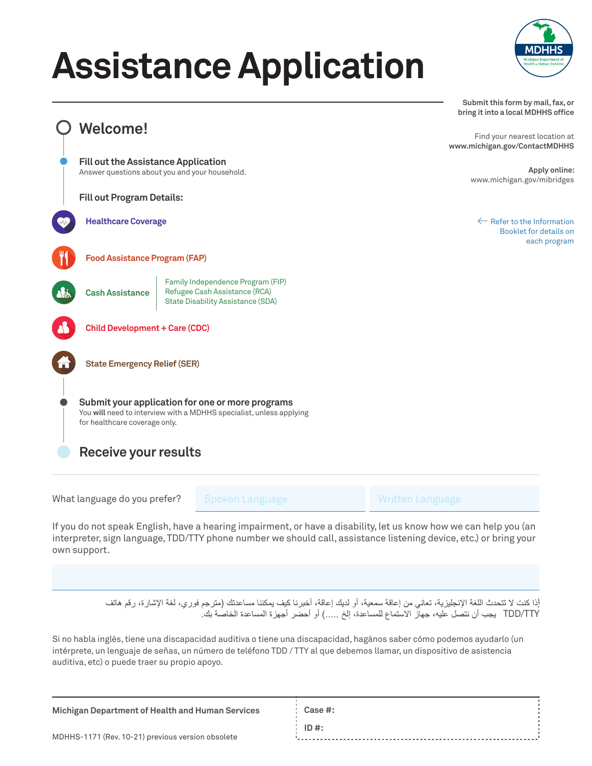# Assistance Application

Submit this form by mail, fax, or bring it into a local MDHHS office

Find your nearest location at **www.michigan.gov/ContactMDHHS**

**Apply online:** www.michigan.gov/mibridges

## Welcome!

**Fill out the Assistance Application**
Answer questions about you and your household.

**Fill out Program Details:**

← Refer to the Information Booklet for details on each program

- **Healthcare Coverage**
- **Food Assistance Program (FAP)**
- **Cash Assistance**
  - Family Independence Program (FIP)
  - Refugee Cash Assistance (RCA)
  - State Disability Assistance (SDA)
- **Child Development + Care (CDC)**
- **State Emergency Relief (SER)**

**Submit your application for one or more programs**
You **will** need to interview with a MDHHS specialist, unless applying for healthcare coverage only.

## Receive your results

What language do you prefer? Spoken Language | Written Language

If you do not speak English, have a hearing impairment, or have a disability, let us know how we can help you (an interpreter, sign language, TDD/TTY phone number we should call, assistance listening device, etc.) or bring your own support.

إذا كنت لا تتحدث اللغة الإنجليزية، تعاني من إعاقة سمعية، أو لديك إعاقة، أخبرنا كيف يمكننا مساعدتك (مترجم فوري، لغة الإشارة، رقم هاتف TDD/TTY يجب أن نتصل عليه، جهاز الاستماع للمساعدة، إلخ .....) أو أحضر أجهزة المساعدة الخاصة بك.

Si no habla inglés, tiene una discapacidad auditiva o tiene una discapacidad, háganos saber cómo podemos ayudarlo (un intérprete, un lenguaje de señas, un número de teléfono TDD / TTY al que debemos llamar, un dispositivo de asistencia auditiva, etc) o puede traer su propio apoyo.

**Michigan Department of Health and Human Services**

MDHHS-1171 (Rev. 10-21) previous version obsolete

**Case #:**

**ID #:**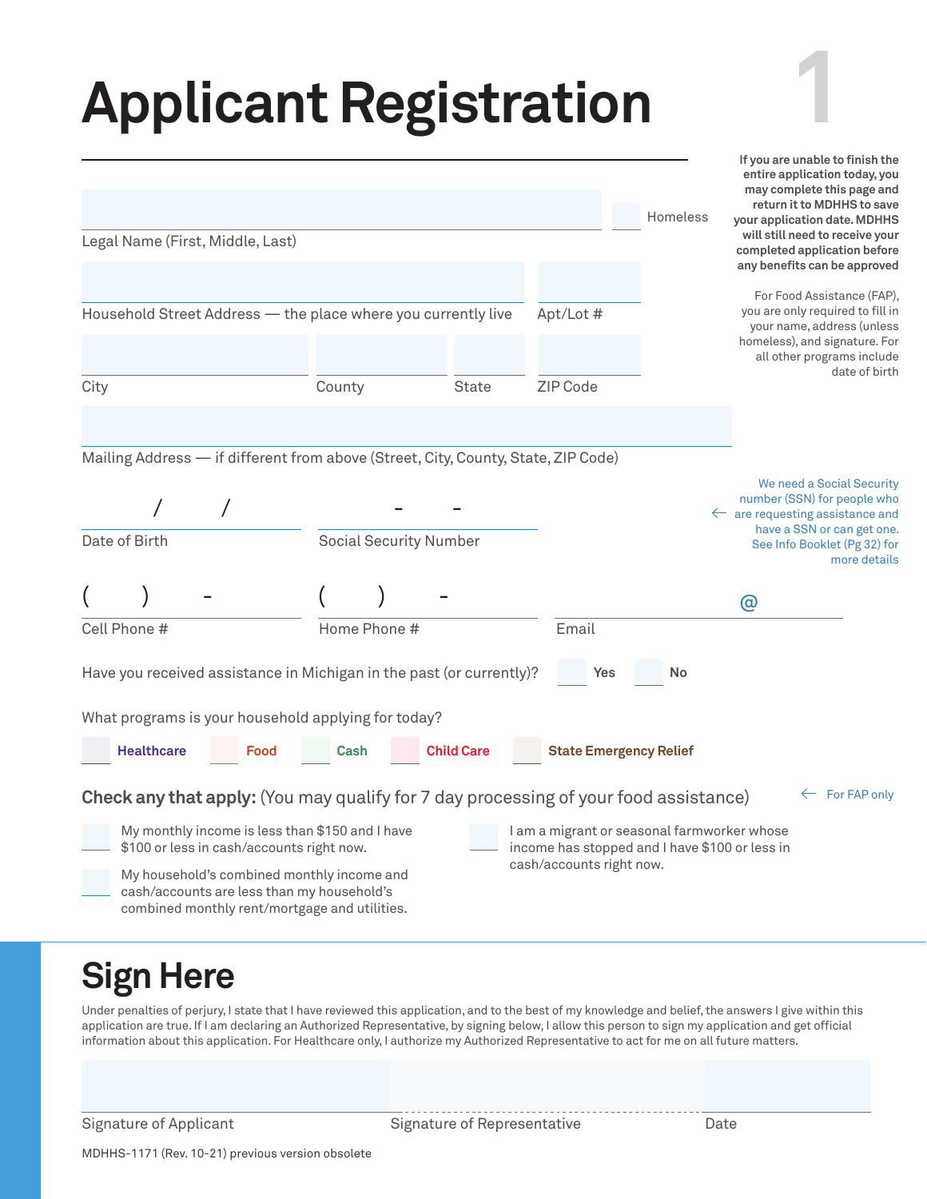# Applicant Registration

**1**

**If you are unable to finish the entire application today, you may complete this page and return it to MDHHS to save your application date. MDHHS will still need to receive your completed application before any benefits can be approved**

For Food Assistance (FAP), you are only required to fill in your name, address (unless homeless), and signature. For all other programs include date of birth

Legal Name (First, Middle, Last) ☐ Homeless

Household Street Address — the place where you currently live

Apt/Lot #

City

County

State

ZIP Code

Mailing Address — if different from above (Street, City, County, State, ZIP Code)

/ /
Date of Birth

\- -
Social Security Number

← We need a Social Security number (SSN) for people who are requesting assistance and have a SSN or can get one. See Info Booklet (Pg 32) for more details

( ) -
Cell Phone #

( ) -
Home Phone #

@
Email

Have you received assistance in Michigan in the past (or currently)? ☐ **Yes** ☐ **No**

What programs is your household applying for today?

☐ **Healthcare** ☐ **Food** ☐ **Cash** ☐ **Child Care** ☐ **State Emergency Relief**

**Check any that apply:** (You may qualify for 7 day processing of your food assistance) ← For FAP only

☐ My monthly income is less than $150 and I have $100 or less in cash/accounts right now.

☐ My household's combined monthly income and cash/accounts are less than my household's combined monthly rent/mortgage and utilities.

☐ I am a migrant or seasonal farmworker whose income has stopped and I have $100 or less in cash/accounts right now.

## Sign Here

Under penalties of perjury, I state that I have reviewed this application, and to the best of my knowledge and belief, the answers I give within this application are true. If I am declaring an Authorized Representative, by signing below, I allow this person to sign my application and get official information about this application. For Healthcare only, I authorize my Authorized Representative to act for me on all future matters.

Signature of Applicant

Signature of Representative

Date

MDHHS-1171 (Rev. 10-21) previous version obsolete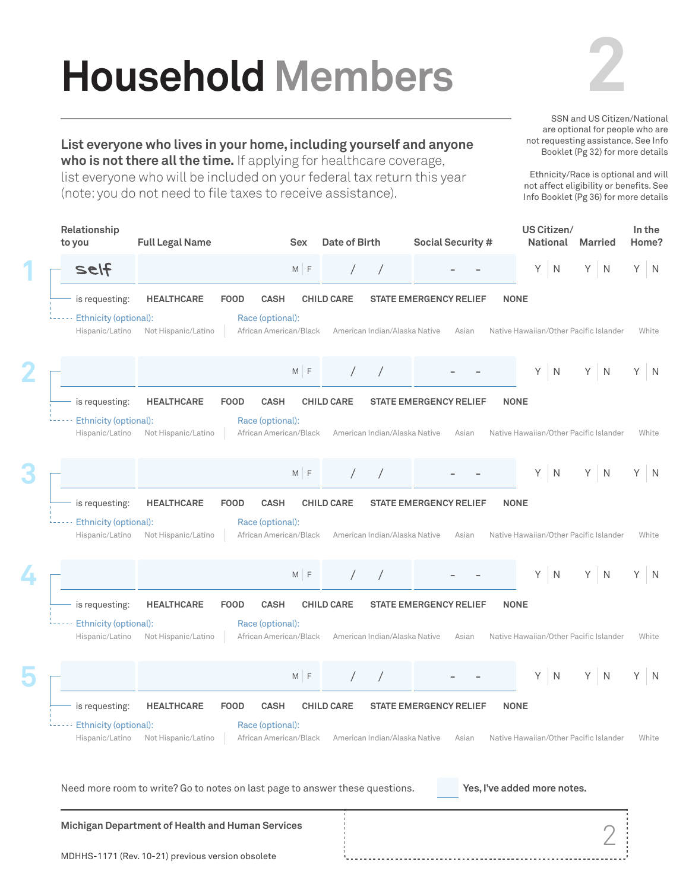# Household Members

**List everyone who lives in your home, including yourself and anyone who is not there all the time.** If applying for healthcare coverage, list everyone who will be included on your federal tax return this year (note: you do not need to file taxes to receive assistance).

SSN and US Citizen/National are optional for people who are not requesting assistance. See Info Booklet (Pg 32) for more details

Ethnicity/Race is optional and will not affect eligibility or benefits. See Info Booklet (Pg 36) for more details

| # | Relationship to you | Full Legal Name | Sex | Date of Birth | Social Security # | US Citizen/ National | Married | In the Home? |
|---|---|---|---|---|---|---|---|---|
| 1 | self | | M \| F | / / | - - | Y \| N | Y \| N | Y \| N |
| 2 | | | M \| F | / / | - - | Y \| N | Y \| N | Y \| N |
| 3 | | | M \| F | / / | - - | Y \| N | Y \| N | Y \| N |
| 4 | | | M \| F | / / | - - | Y \| N | Y \| N | Y \| N |
| 5 | | | M \| F | / / | - - | Y \| N | Y \| N | Y \| N |

For each person (1–5):

is requesting: **HEALTHCARE** **FOOD** **CASH** **CHILD CARE** **STATE EMERGENCY RELIEF** **NONE**

Ethnicity (optional): Hispanic/Latino | Not Hispanic/Latino

Race (optional): African American/Black | American Indian/Alaska Native | Asian | Native Hawaiian/Other Pacific Islander | White

Need more room to write? Go to notes on last page to answer these questions. ☐ **Yes, I've added more notes.**

**Michigan Department of Health and Human Services**

MDHHS-1171 (Rev. 10-21) previous version obsolete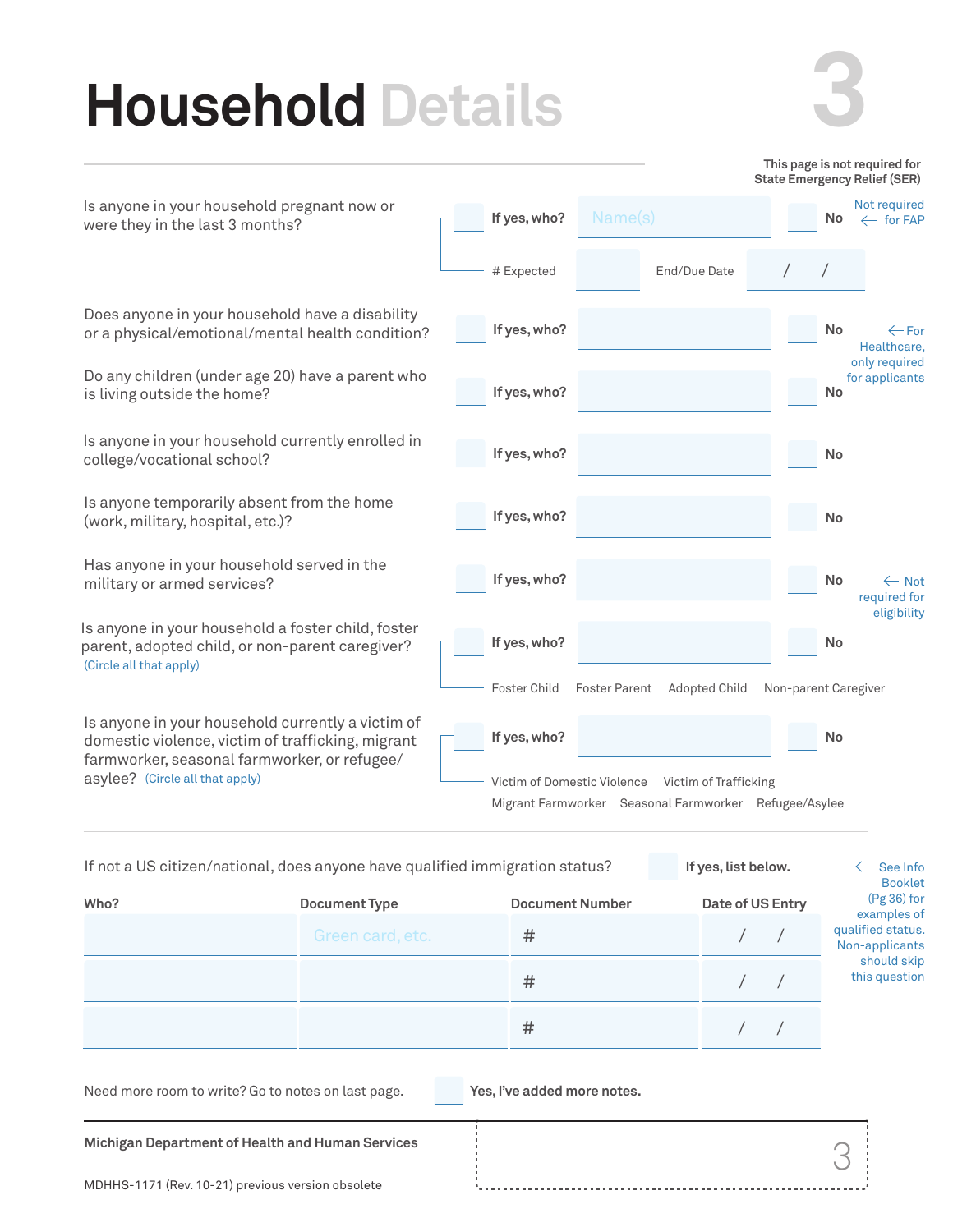# Household Details

**This page is not required for State Emergency Relief (SER)**

Is anyone in your household pregnant now or were they in the last 3 months?
☐ **If yes, who?** Name(s) ☐ **No** ← Not required for FAP
# Expected ____ End/Due Date ___ / ___ / ___

Does anyone in your household have a disability or a physical/emotional/mental health condition?
☐ **If yes, who?** ____ ☐ **No** ← For Healthcare, only required for applicants

Do any children (under age 20) have a parent who is living outside the home?
☐ **If yes, who?** ____ ☐ **No**

Is anyone in your household currently enrolled in college/vocational school?
☐ **If yes, who?** ____ ☐ **No**

Is anyone temporarily absent from the home (work, military, hospital, etc.)?
☐ **If yes, who?** ____ ☐ **No**

Has anyone in your household served in the military or armed services?
☐ **If yes, who?** ____ ☐ **No** ← Not required for eligibility

Is anyone in your household a foster child, foster parent, adopted child, or non-parent caregiver? (Circle all that apply)
☐ **If yes, who?** ____ ☐ **No**
Foster Child   Foster Parent   Adopted Child   Non-parent Caregiver

Is anyone in your household currently a victim of domestic violence, victim of trafficking, migrant farmworker, seasonal farmworker, or refugee/asylee? (Circle all that apply)
☐ **If yes, who?** ____ ☐ **No**
Victim of Domestic Violence   Victim of Trafficking
Migrant Farmworker   Seasonal Farmworker   Refugee/Asylee

If not a US citizen/national, does anyone have qualified immigration status? ☐ **If yes, list below.**

← See Info Booklet (Pg 36) for examples of qualified status. Non-applicants should skip this question

| Who? | Document Type | Document Number | Date of US Entry |
|---|---|---|---|
| | Green card, etc. | # | / / |
| | | # | / / |
| | | # | / / |

Need more room to write? Go to notes on last page. ☐ **Yes, I've added more notes.**

**Michigan Department of Health and Human Services**

MDHHS-1171 (Rev. 10-21) previous version obsolete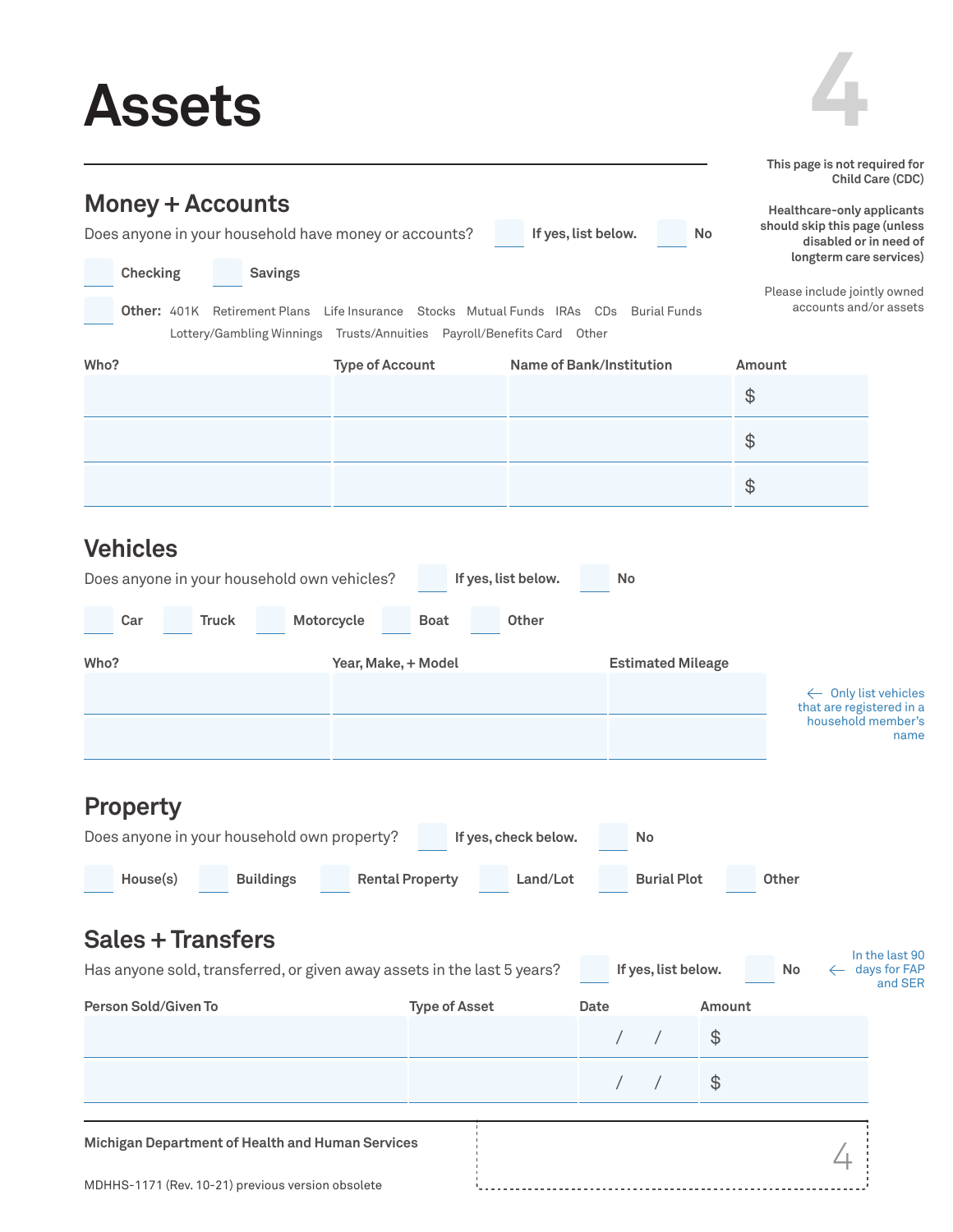# Assets

This page is not required for Child Care (CDC)

Healthcare-only applicants should skip this page (unless disabled or in need of longterm care services)

Please include jointly owned accounts and/or assets

## Money + Accounts

Does anyone in your household have money or accounts? ☐ If yes, list below. ☐ No

☐ Checking ☐ Savings

☐ Other: 401K Retirement Plans Life Insurance Stocks Mutual Funds IRAs CDs Burial Funds Lottery/Gambling Winnings Trusts/Annuities Payroll/Benefits Card Other

| Who? | Type of Account | Name of Bank/Institution | Amount |
|---|---|---|---|
| | | | $ |
| | | | $ |
| | | | $ |

## Vehicles

Does anyone in your household own vehicles? ☐ If yes, list below. ☐ No

☐ Car ☐ Truck ☐ Motorcycle ☐ Boat ☐ Other

| Who? | Year, Make, + Model | Estimated Mileage |
|---|---|---|
| | | |
| | | |

← Only list vehicles that are registered in a household member's name

## Property

Does anyone in your household own property? ☐ If yes, check below. ☐ No

☐ House(s) ☐ Buildings ☐ Rental Property ☐ Land/Lot ☐ Burial Plot ☐ Other

## Sales + Transfers

Has anyone sold, transferred, or given away assets in the last 5 years? ☐ If yes, list below. ☐ No ← In the last 90 days for FAP and SER

| Person Sold/Given To | Type of Asset | Date | Amount |
|---|---|---|---|
| | | / / | $ |
| | | / / | $ |

Michigan Department of Health and Human Services

MDHHS-1171 (Rev. 10-21) previous version obsolete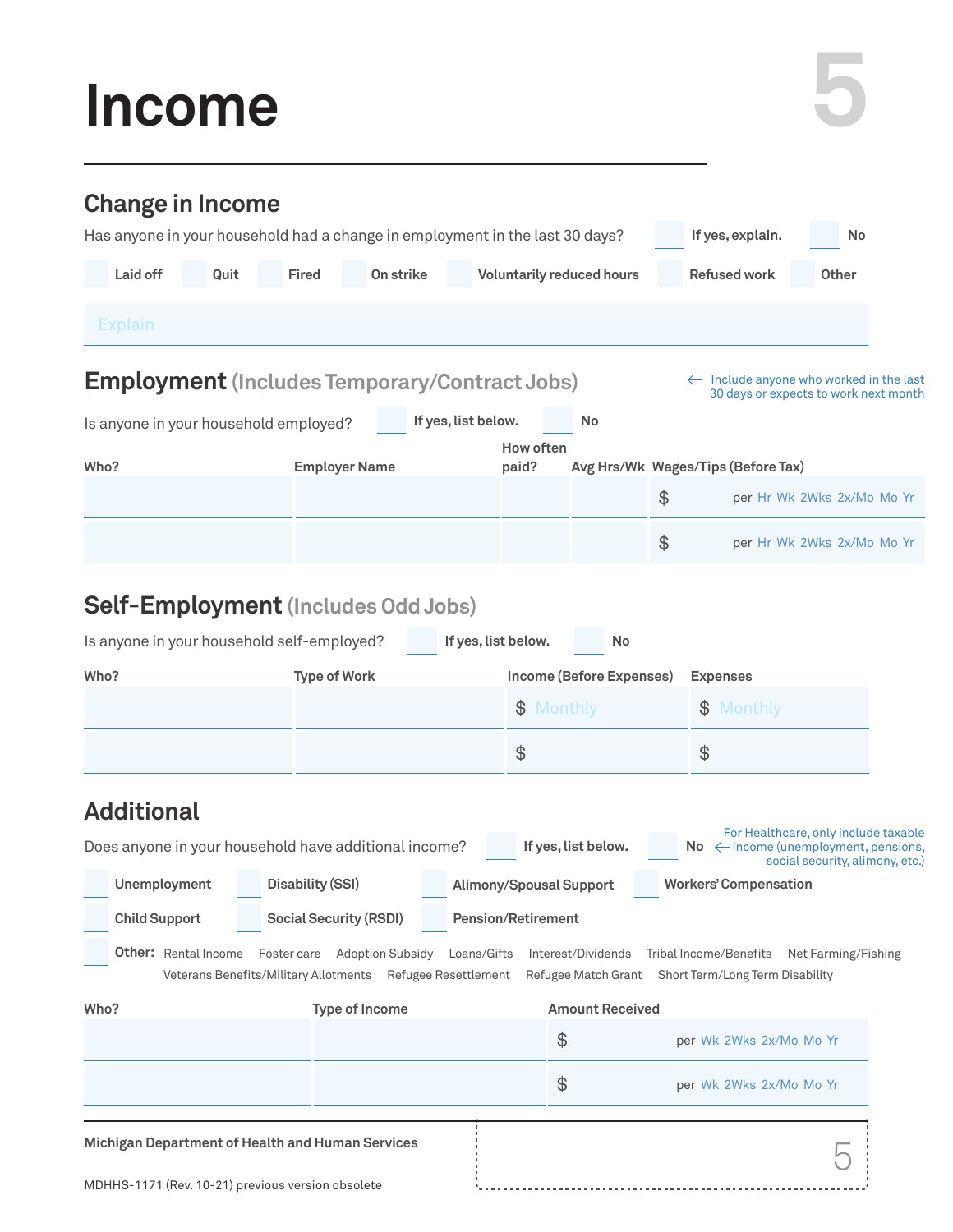# Income

## Change in Income

Has anyone in your household had a change in employment in the last 30 days? ☐ If yes, explain. ☐ No

☐ Laid off ☐ Quit ☐ Fired ☐ On strike ☐ Voluntarily reduced hours ☐ Refused work ☐ Other

Explain

## Employment (Includes Temporary/Contract Jobs)

← Include anyone who worked in the last 30 days or expects to work next month

Is anyone in your household employed? ☐ If yes, list below. ☐ No

| Who? | Employer Name | How often paid? | Avg Hrs/Wk | Wages/Tips (Before Tax) |
|---|---|---|---|---|
| | | | | $ per Hr Wk 2Wks 2x/Mo Mo Yr |
| | | | | $ per Hr Wk 2Wks 2x/Mo Mo Yr |

## Self-Employment (Includes Odd Jobs)

Is anyone in your household self-employed? ☐ If yes, list below. ☐ No

| Who? | Type of Work | Income (Before Expenses) | Expenses |
|---|---|---|---|
| | | $ Monthly | $ Monthly |
| | | $ | $ |

## Additional

Does anyone in your household have additional income? ☐ If yes, list below. ☐ No

← For Healthcare, only include taxable income (unemployment, pensions, social security, alimony, etc.)

☐ Unemployment ☐ Disability (SSI) ☐ Alimony/Spousal Support ☐ Workers' Compensation

☐ Child Support ☐ Social Security (RSDI) ☐ Pension/Retirement

☐ **Other:** Rental Income Foster care Adoption Subsidy Loans/Gifts Interest/Dividends Tribal Income/Benefits Net Farming/Fishing Veterans Benefits/Military Allotments Refugee Resettlement Refugee Match Grant Short Term/Long Term Disability

| Who? | Type of Income | Amount Received |
|---|---|---|
| | | $ per Wk 2Wks 2x/Mo Mo Yr |
| | | $ per Wk 2Wks 2x/Mo Mo Yr |

Michigan Department of Health and Human Services

MDHHS-1171 (Rev. 10-21) previous version obsolete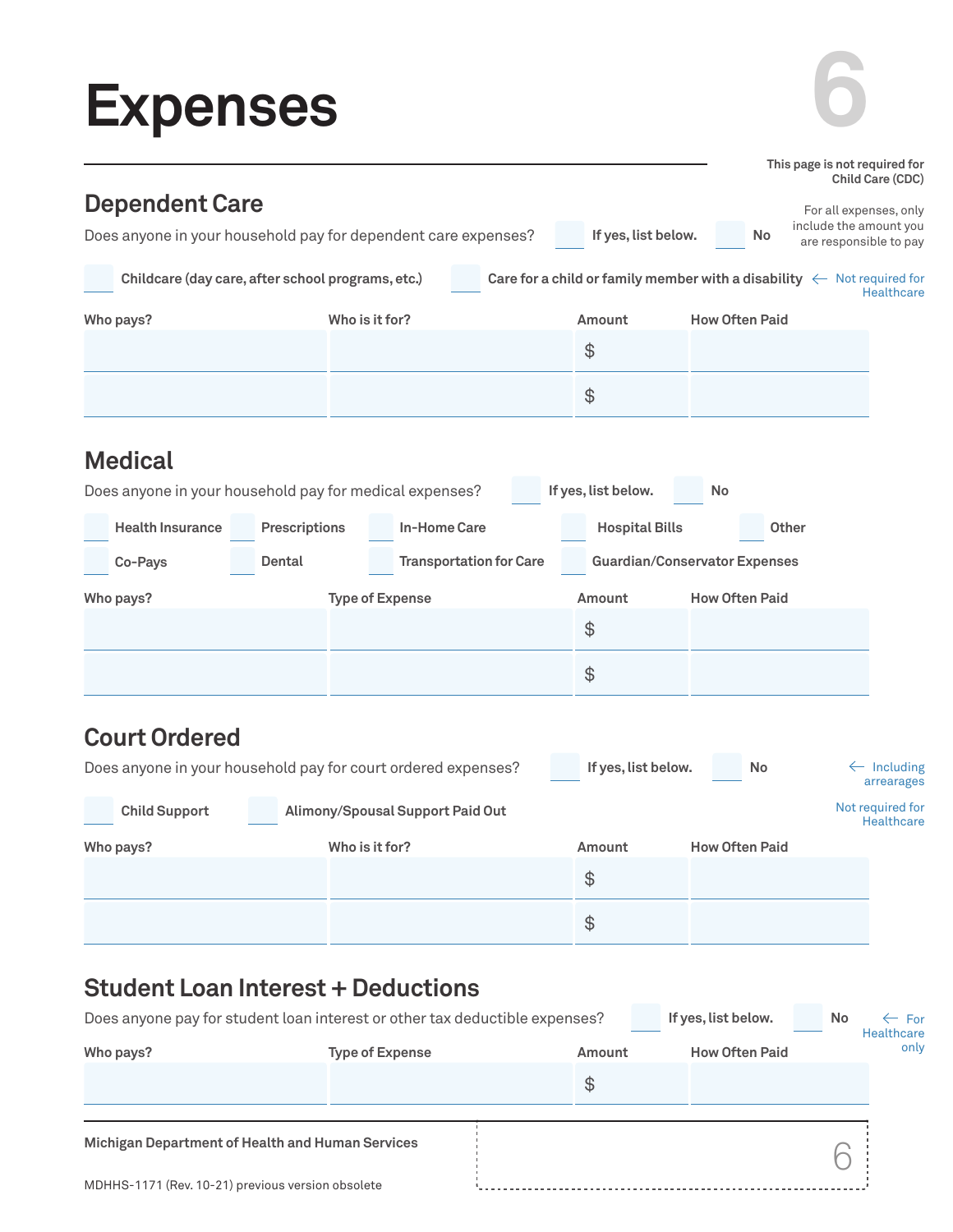# Expenses

**This page is not required for Child Care (CDC)**

For all expenses, only include the amount you are responsible to pay

## Dependent Care

Does anyone in your household pay for dependent care expenses? ☐ **If yes, list below.** ☐ **No**

☐ **Childcare (day care, after school programs, etc.)** ☐ **Care for a child or family member with a disability** ← Not required for Healthcare

| Who pays? | Who is it for? | Amount | How Often Paid |
|---|---|---|---|
| | | $ | |
| | | $ | |

## Medical

Does anyone in your household pay for medical expenses? ☐ **If yes, list below.** ☐ **No**

☐ **Health Insurance** ☐ **Prescriptions** ☐ **In-Home Care** ☐ **Hospital Bills** ☐ **Other**

☐ **Co-Pays** ☐ **Dental** ☐ **Transportation for Care** ☐ **Guardian/Conservator Expenses**

| Who pays? | Type of Expense | Amount | How Often Paid |
|---|---|---|---|
| | | $ | |
| | | $ | |

## Court Ordered

Does anyone in your household pay for court ordered expenses? ☐ **If yes, list below.** ☐ **No** ← Including arrearages

☐ **Child Support** ☐ **Alimony/Spousal Support Paid Out**

Not required for Healthcare

| Who pays? | Who is it for? | Amount | How Often Paid |
|---|---|---|---|
| | | $ | |
| | | $ | |

## Student Loan Interest + Deductions

Does anyone pay for student loan interest or other tax deductible expenses? ☐ **If yes, list below.** ☐ **No** ← For Healthcare only

| Who pays? | Type of Expense | Amount | How Often Paid |
|---|---|---|---|
| | | $ | |

**Michigan Department of Health and Human Services**

MDHHS-1171 (Rev. 10-21) previous version obsolete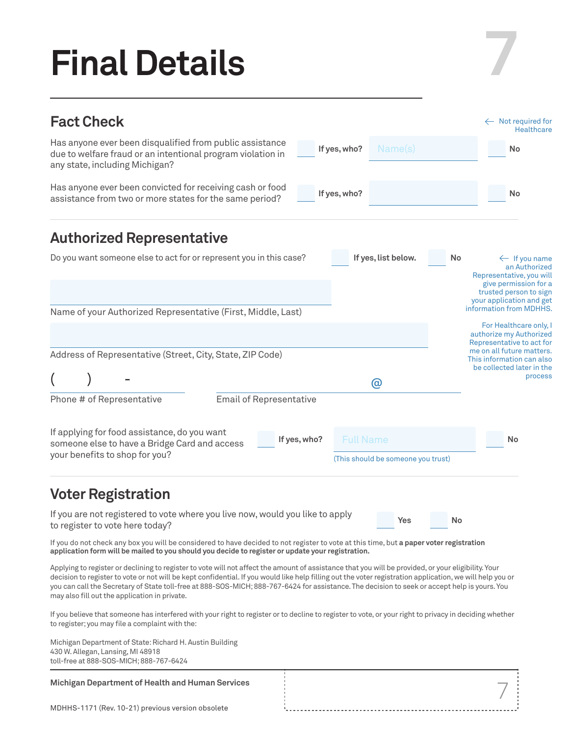# Final Details

7

## Fact Check

← Not required for Healthcare

Has anyone ever been disqualified from public assistance due to welfare fraud or an intentional program violation in any state, including Michigan? ☐ **If yes, who?** Name(s) ☐ **No**

Has anyone ever been convicted for receiving cash or food assistance from two or more states for the same period? ☐ **If yes, who?** ☐ **No**

## Authorized Representative

Do you want someone else to act for or represent you in this case? ☐ **If yes, list below.** ☐ **No**

← If you name an Authorized Representative, you will give permission for a trusted person to sign your application and get information from MDHHS.

For Healthcare only, I authorize my Authorized Representative to act for me on all future matters. This information can also be collected later in the process

Name of your Authorized Representative (First, Middle, Last)

Address of Representative (Street, City, State, ZIP Code)

( ) -

Phone # of Representative

@

Email of Representative

If applying for food assistance, do you want someone else to have a Bridge Card and access your benefits to shop for you? ☐ **If yes, who?** Full Name ☐ **No**

(This should be someone you trust)

## Voter Registration

If you are not registered to vote where you live now, would you like to apply to register to vote here today? ☐ **Yes** ☐ **No**

If you do not check any box you will be considered to have decided to not register to vote at this time, but **a paper voter registration application form will be mailed to you should you decide to register or update your registration.**

Applying to register or declining to register to vote will not affect the amount of assistance that you will be provided, or your eligibility. Your decision to register to vote or not will be kept confidential. If you would like help filling out the voter registration application, we will help you or you can call the Secretary of State toll-free at 888-SOS-MICH; 888-767-6424 for assistance. The decision to seek or accept help is yours. You may also fill out the application in private.

If you believe that someone has interfered with your right to register or to decline to register to vote, or your right to privacy in deciding whether to register; you may file a complaint with the:

Michigan Department of State: Richard H. Austin Building
430 W. Allegan, Lansing, MI 48918
toll-free at 888-SOS-MICH; 888-767-6424

**Michigan Department of Health and Human Services**

MDHHS-1171 (Rev. 10-21) previous version obsolete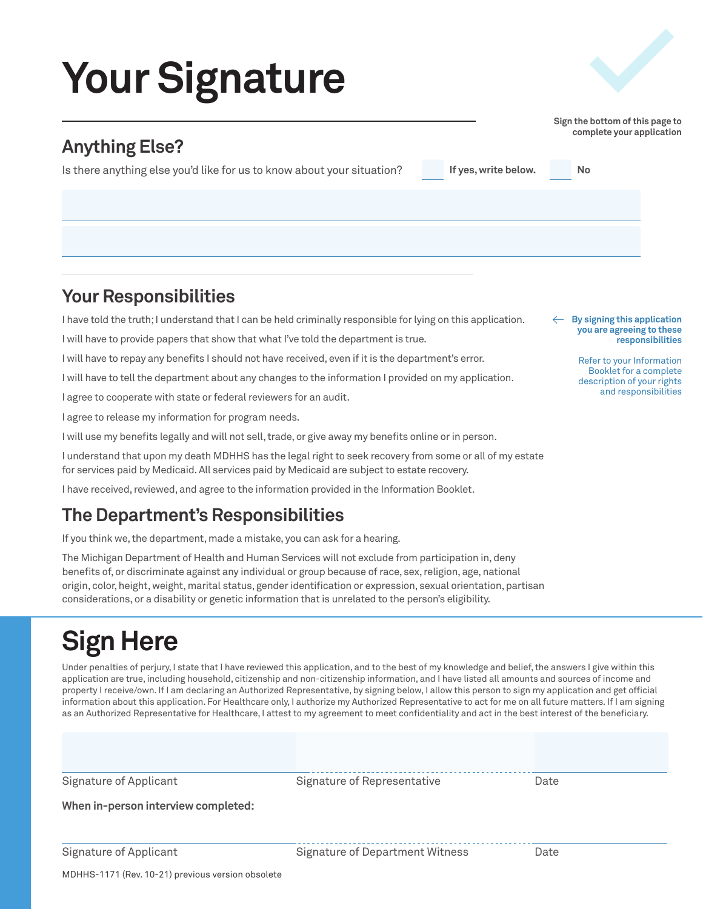# Your Signature

Sign the bottom of this page to complete your application

## Anything Else?

Is there anything else you'd like for us to know about your situation? ☐ **If yes, write below.** ☐ **No**

## Your Responsibilities

**By signing this application you are agreeing to these responsibilities**

Refer to your Information Booklet for a complete description of your rights and responsibilities

I have told the truth; I understand that I can be held criminally responsible for lying on this application.

I will have to provide papers that show that what I've told the department is true.

I will have to repay any benefits I should not have received, even if it is the department's error.

I will have to tell the department about any changes to the information I provided on my application.

I agree to cooperate with state or federal reviewers for an audit.

I agree to release my information for program needs.

I will use my benefits legally and will not sell, trade, or give away my benefits online or in person.

I understand that upon my death MDHHS has the legal right to seek recovery from some or all of my estate for services paid by Medicaid. All services paid by Medicaid are subject to estate recovery.

I have received, reviewed, and agree to the information provided in the Information Booklet.

## The Department's Responsibilities

If you think we, the department, made a mistake, you can ask for a hearing.

The Michigan Department of Health and Human Services will not exclude from participation in, deny benefits of, or discriminate against any individual or group because of race, sex, religion, age, national origin, color, height, weight, marital status, gender identification or expression, sexual orientation, partisan considerations, or a disability or genetic information that is unrelated to the person's eligibility.

# Sign Here

Under penalties of perjury, I state that I have reviewed this application, and to the best of my knowledge and belief, the answers I give within this application are true, including household, citizenship and non-citizenship information, and I have listed all amounts and sources of income and property I receive/own. If I am declaring an Authorized Representative, by signing below, I allow this person to sign my application and get official information about this application. For Healthcare only, I authorize my Authorized Representative to act for me on all future matters. If I am signing as an Authorized Representative for Healthcare, I attest to my agreement to meet confidentiality and act in the best interest of the beneficiary.

| Signature of Applicant | Signature of Representative | Date |
|---|---|---|
| | | |

**When in-person interview completed:**

| Signature of Applicant | Signature of Department Witness | Date |
|---|---|---|
| | | |

MDHHS-1171 (Rev. 10-21) previous version obsolete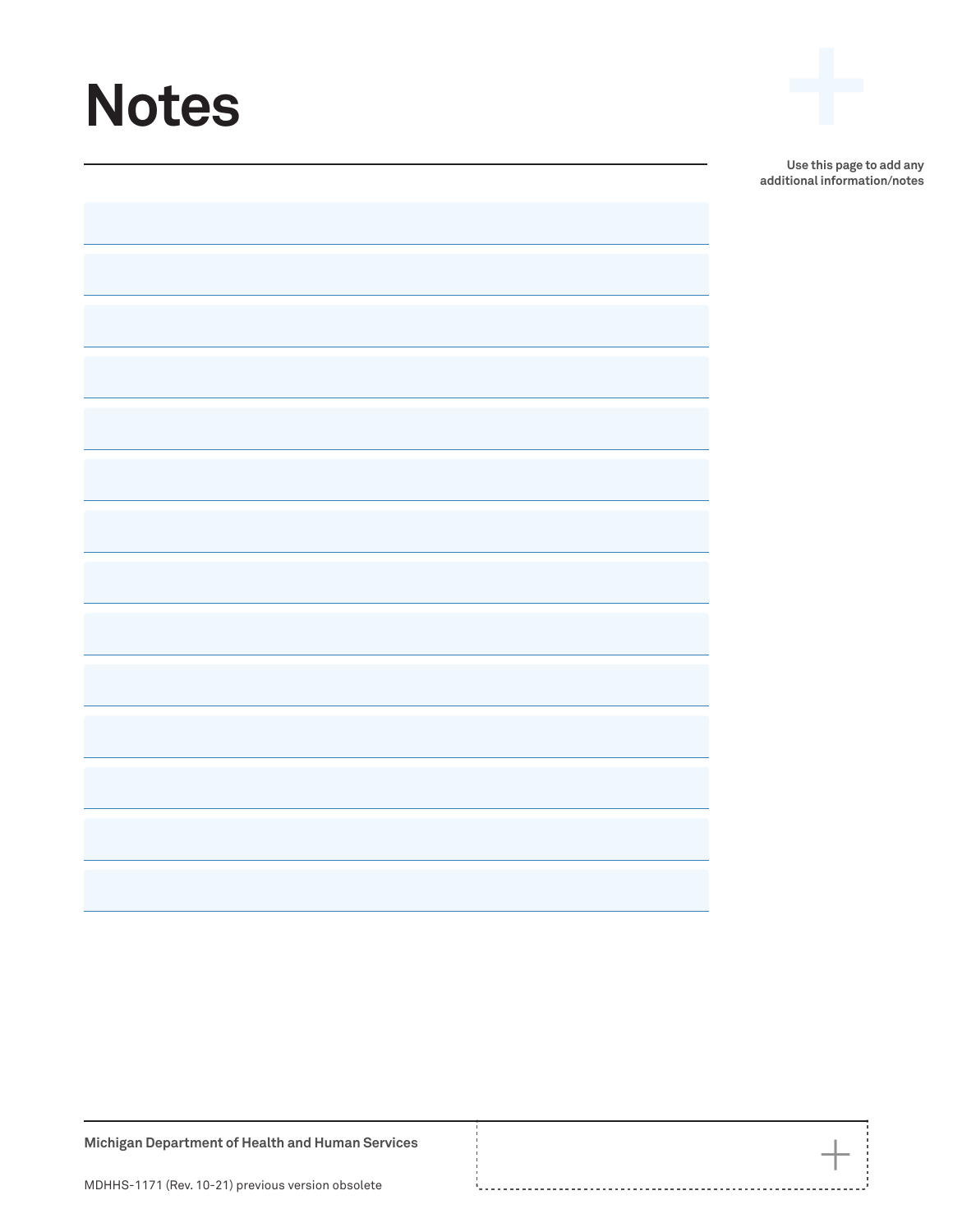# Notes

Use this page to add any additional information/notes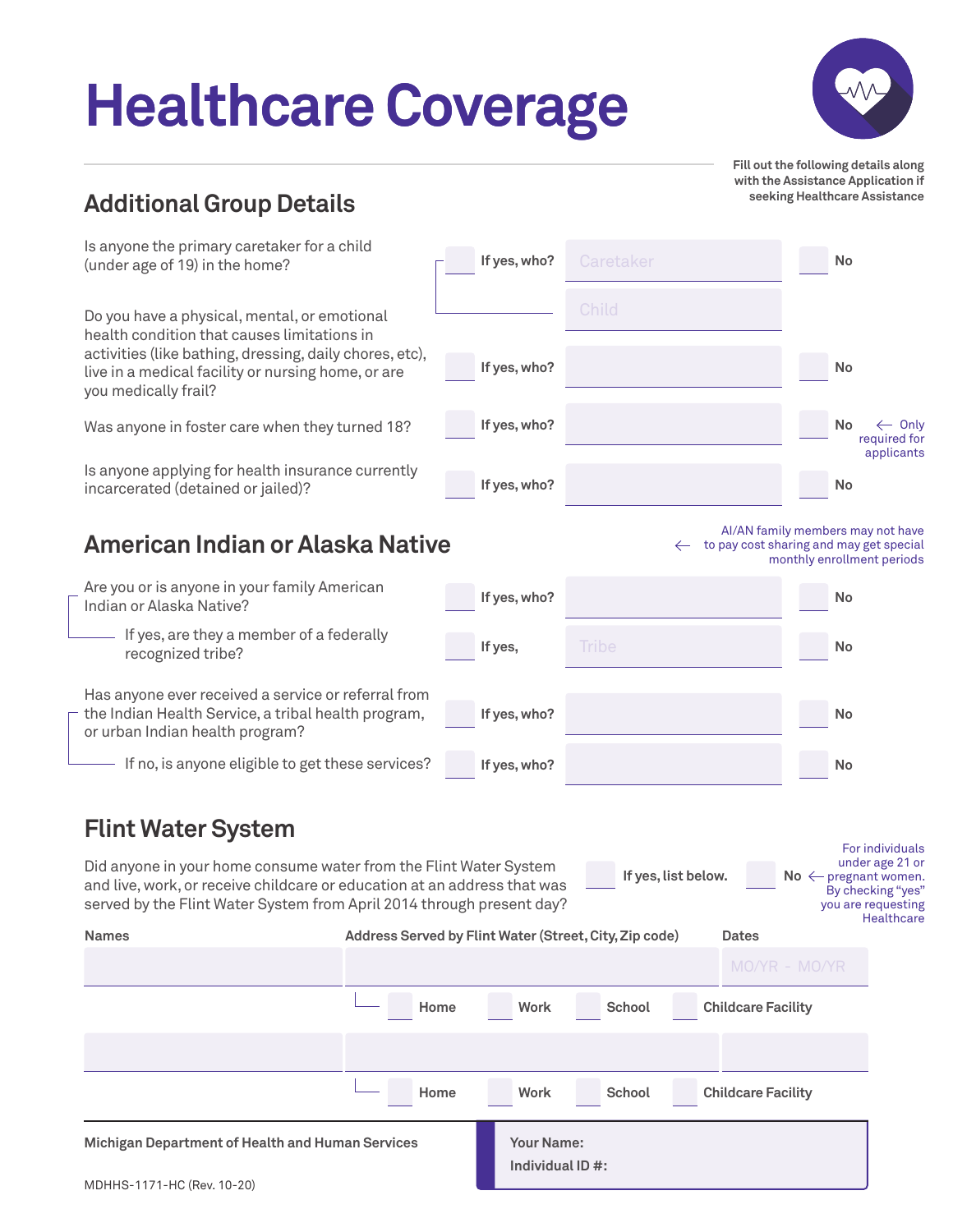# Healthcare Coverage

Fill out the following details along with the Assistance Application if seeking Healthcare Assistance

## Additional Group Details

| Question | | | |
|---|---|---|---|
| Is anyone the primary caretaker for a child (under age of 19) in the home? | ☐ If yes, who? | Caretaker / Child | ☐ No |
| Do you have a physical, mental, or emotional health condition that causes limitations in activities (like bathing, dressing, daily chores, etc), live in a medical facility or nursing home, or are you medically frail? | ☐ If yes, who? | | ☐ No |
| Was anyone in foster care when they turned 18? | ☐ If yes, who? | | ☐ No ← Only required for applicants |
| Is anyone applying for health insurance currently incarcerated (detained or jailed)? | ☐ If yes, who? | | ☐ No |

## American Indian or Alaska Native

← AI/AN family members may not have to pay cost sharing and may get special monthly enrollment periods

| Question | | | |
|---|---|---|---|
| Are you or is anyone in your family American Indian or Alaska Native? | ☐ If yes, who? | | ☐ No |
| If yes, are they a member of a federally recognized tribe? | ☐ If yes, | Tribe | ☐ No |
| Has anyone ever received a service or referral from the Indian Health Service, a tribal health program, or urban Indian health program? | ☐ If yes, who? | | ☐ No |
| If no, is anyone eligible to get these services? | ☐ If yes, who? | | ☐ No |

## Flint Water System

Did anyone in your home consume water from the Flint Water System and live, work, or receive childcare or education at an address that was served by the Flint Water System from April 2014 through present day? ☐ If yes, list below. ☐ No ← For individuals under age 21 or pregnant women. By checking "yes" you are requesting Healthcare

| Names | Address Served by Flint Water (Street, City, Zip code) | Dates |
|---|---|---|
| | | MO/YR - MO/YR |
| | ☐ Home ☐ Work ☐ School ☐ Childcare Facility | |
| | | |
| | ☐ Home ☐ Work ☐ School ☐ Childcare Facility | |

Michigan Department of Health and Human Services

MDHHS-1171-HC (Rev. 10-20)

Your Name:

Individual ID #: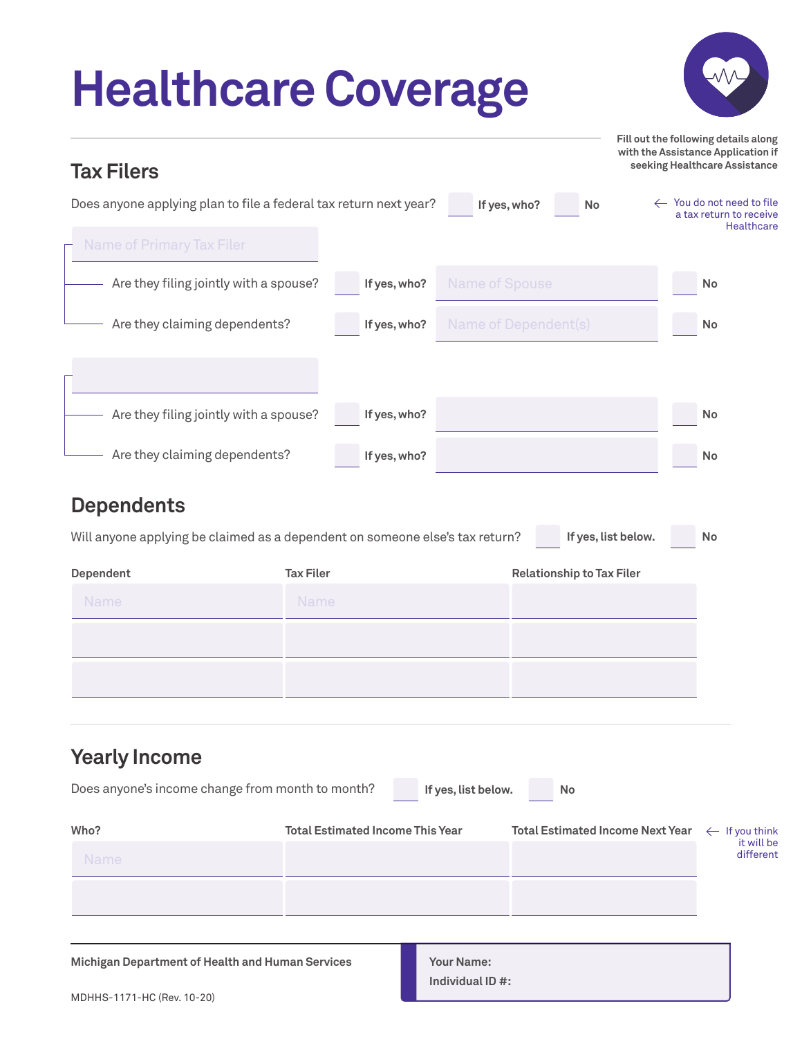# Healthcare Coverage

Fill out the following details along with the Assistance Application if seeking Healthcare Assistance

## Tax Filers

Does anyone applying plan to file a federal tax return next year? ☐ **If yes, who?** ☐ **No**

← You do not need to file a tax return to receive Healthcare

Name of Primary Tax Filer: ______________________

- Are they filing jointly with a spouse? ☐ **If yes, who?** Name of Spouse: ______________________ ☐ **No**
- Are they claiming dependents? ☐ **If yes, who?** Name of Dependent(s): ______________________ ☐ **No**

______________________

- Are they filing jointly with a spouse? ☐ **If yes, who?** ______________________ ☐ **No**
- Are they claiming dependents? ☐ **If yes, who?** ______________________ ☐ **No**

## Dependents

Will anyone applying be claimed as a dependent on someone else's tax return? ☐ **If yes, list below.** ☐ **No**

| Dependent | Tax Filer | Relationship to Tax Filer |
|---|---|---|
| Name | Name | |
| | | |
| | | |

## Yearly Income

Does anyone's income change from month to month? ☐ **If yes, list below.** ☐ **No**

| Who? | Total Estimated Income This Year | Total Estimated Income Next Year |
|---|---|---|
| Name | | |
| | | |

← If you think it will be different

**Michigan Department of Health and Human Services**

MDHHS-1171-HC (Rev. 10-20)

**Your Name:**

**Individual ID #:**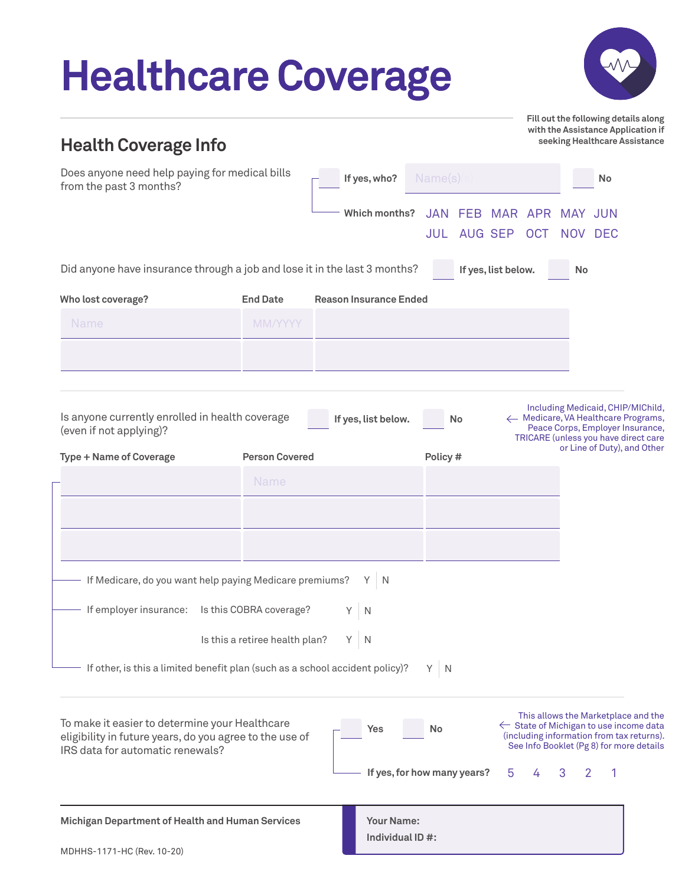# Healthcare Coverage

Fill out the following details along with the Assistance Application if seeking Healthcare Assistance

## Health Coverage Info

Does anyone need help paying for medical bills from the past 3 months?

☐ If yes, who? Name(s) ☐ No

Which months? JAN FEB MAR APR MAY JUN JUL AUG SEP OCT NOV DEC

Did anyone have insurance through a job and lose it in the last 3 months? ☐ If yes, list below. ☐ No

| Who lost coverage? | End Date | Reason Insurance Ended |
|---|---|---|
| Name | MM/YYYY | |
| | | |

Is anyone currently enrolled in health coverage (even if not applying)? ☐ If yes, list below. ☐ No

← Including Medicaid, CHIP/MIChild, Medicare, VA Healthcare Programs, Peace Corps, Employer Insurance, TRICARE (unless you have direct care or Line of Duty), and Other

| Type + Name of Coverage | Person Covered | Policy # |
|---|---|---|
| | Name | |
| | | |
| | | |

If Medicare, do you want help paying Medicare premiums? Y | N

If employer insurance: Is this COBRA coverage? Y | N

Is this a retiree health plan? Y | N

If other, is this a limited benefit plan (such as a school accident policy)? Y | N

To make it easier to determine your Healthcare eligibility in future years, do you agree to the use of IRS data for automatic renewals? ☐ Yes ☐ No

← This allows the Marketplace and the State of Michigan to use income data (including information from tax returns). See Info Booklet (Pg 8) for more details

If yes, for how many years? 5 4 3 2 1

Michigan Department of Health and Human Services

MDHHS-1171-HC (Rev. 10-20)

Your Name:

Individual ID #: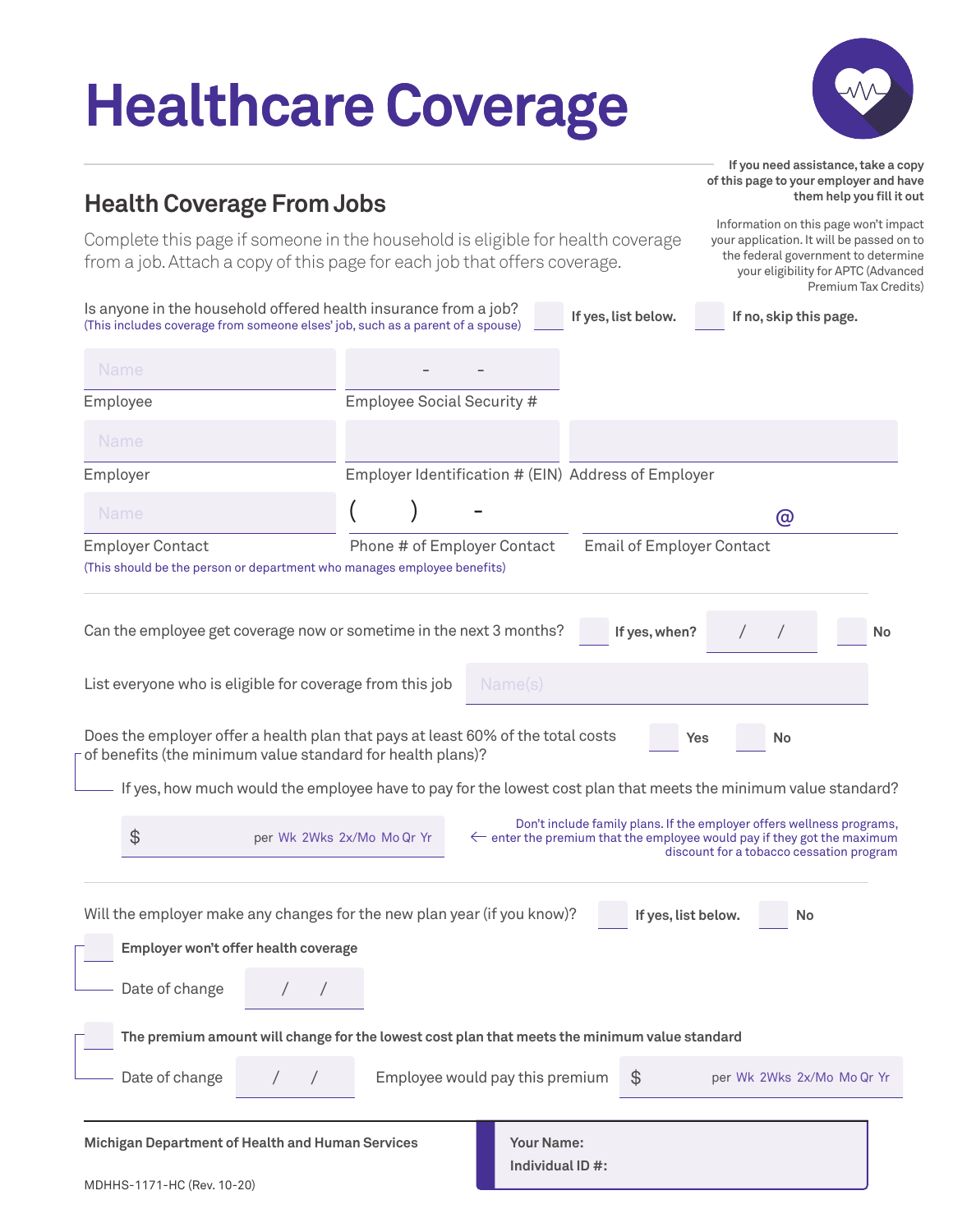# Healthcare Coverage

**If you need assistance, take a copy of this page to your employer and have them help you fill it out**

Information on this page won't impact your application. It will be passed on to the federal government to determine your eligibility for APTC (Advanced Premium Tax Credits)

## Health Coverage From Jobs

Complete this page if someone in the household is eligible for health coverage from a job. Attach a copy of this page for each job that offers coverage.

Is anyone in the household offered health insurance from a job? ☐ **If yes, list below.** ☐ **If no, skip this page.**
(This includes coverage from someone elses' job, such as a parent of a spouse)

Employee: Name ______ Employee Social Security #: ___ - ___ - ___

Employer: Name ______ Employer Identification # (EIN): ______ Address of Employer: ______

Employer Contact: Name ______ Phone # of Employer Contact: ( ) - ______ Email of Employer Contact: ______ @ ______
(This should be the person or department who manages employee benefits)

Can the employee get coverage now or sometime in the next 3 months? ☐ **If yes, when?** ___ / ___ / ___ ☐ **No**

List everyone who is eligible for coverage from this job: Name(s) ______

Does the employer offer a health plan that pays at least 60% of the total costs of benefits (the minimum value standard for health plans)? ☐ **Yes** ☐ **No**

If yes, how much would the employee have to pay for the lowest cost plan that meets the minimum value standard?

$ ______ per Wk 2Wks 2x/Mo Mo Qr Yr

← Don't include family plans. If the employer offers wellness programs, enter the premium that the employee would pay if they got the maximum discount for a tobacco cessation program

Will the employer make any changes for the new plan year (if you know)? ☐ **If yes, list below.** ☐ **No**

☐ **Employer won't offer health coverage**

Date of change ___ / ___ / ___

☐ **The premium amount will change for the lowest cost plan that meets the minimum value standard**

Date of change ___ / ___ / ___ Employee would pay this premium $ ______ per Wk 2Wks 2x/Mo Mo Qr Yr

**Michigan Department of Health and Human Services**

MDHHS-1171-HC (Rev. 10-20)

**Your Name:**
**Individual ID #:**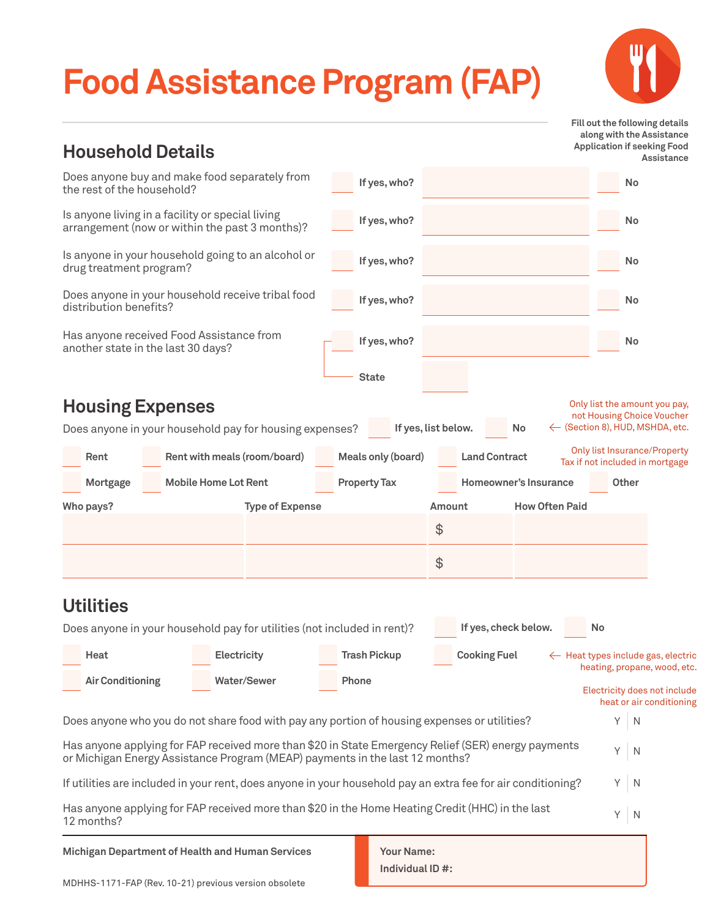# Food Assistance Program (FAP)

Fill out the following details along with the Assistance Application if seeking Food Assistance

## Household Details

Does anyone buy and make food separately from the rest of the household? ☐ If yes, who? ____ ☐ No

Is anyone living in a facility or special living arrangement (now or within the past 3 months)? ☐ If yes, who? ____ ☐ No

Is anyone in your household going to an alcohol or drug treatment program? ☐ If yes, who? ____ ☐ No

Does anyone in your household receive tribal food distribution benefits? ☐ If yes, who? ____ ☐ No

Has anyone received Food Assistance from another state in the last 30 days? ☐ If yes, who? ____ ☐ No
State ____

## Housing Expenses

Does anyone in your household pay for housing expenses? ☐ If yes, list below. ☐ No

← Only list the amount you pay, not Housing Choice Voucher (Section 8), HUD, MSHDA, etc.

Only list Insurance/Property Tax if not included in mortgage

☐ Rent ☐ Rent with meals (room/board) ☐ Meals only (board) ☐ Land Contract
☐ Mortgage ☐ Mobile Home Lot Rent ☐ Property Tax ☐ Homeowner's Insurance ☐ Other

| Who pays? | Type of Expense | Amount | How Often Paid |
|---|---|---|---|
| | | $ | |
| | | $ | |

## Utilities

Does anyone in your household pay for utilities (not included in rent)? ☐ If yes, check below. ☐ No

☐ Heat ☐ Electricity ☐ Trash Pickup ☐ Cooking Fuel
☐ Air Conditioning ☐ Water/Sewer ☐ Phone

← Heat types include gas, electric heating, propane, wood, etc.

Electricity does not include heat or air conditioning

Does anyone who you do not share food with pay any portion of housing expenses or utilities? Y | N

Has anyone applying for FAP received more than $20 in State Emergency Relief (SER) energy payments or Michigan Energy Assistance Program (MEAP) payments in the last 12 months? Y | N

If utilities are included in your rent, does anyone in your household pay an extra fee for air conditioning? Y | N

Has anyone applying for FAP received more than $20 in the Home Heating Credit (HHC) in the last 12 months? Y | N

**Michigan Department of Health and Human Services**

MDHHS-1171-FAP (Rev. 10-21) previous version obsolete

**Your Name:**
**Individual ID #:**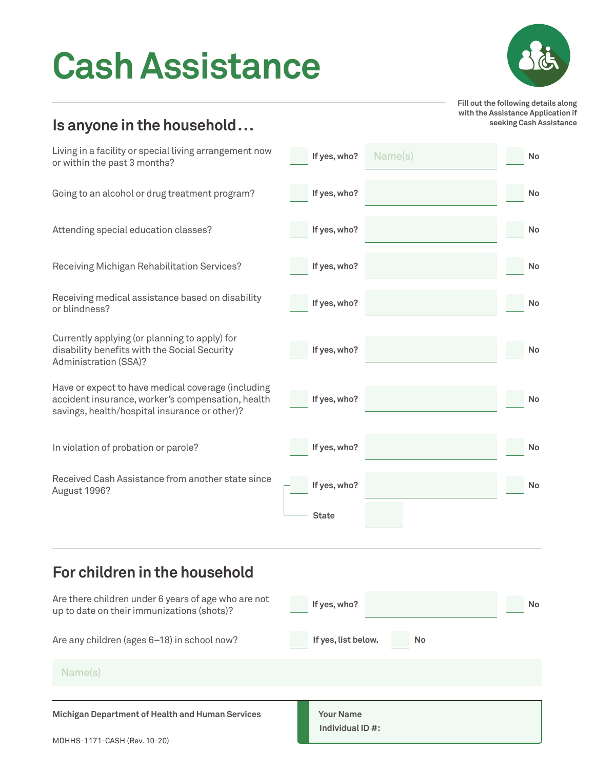# Cash Assistance

Fill out the following details along with the Assistance Application if seeking Cash Assistance

## Is anyone in the household…

| Question | | | | |
|---|---|---|---|---|
| Living in a facility or special living arrangement now or within the past 3 months? | ☐ If yes, who? | Name(s) | ☐ No | |
| Going to an alcohol or drug treatment program? | ☐ If yes, who? | | ☐ No | |
| Attending special education classes? | ☐ If yes, who? | | ☐ No | |
| Receiving Michigan Rehabilitation Services? | ☐ If yes, who? | | ☐ No | |
| Receiving medical assistance based on disability or blindness? | ☐ If yes, who? | | ☐ No | |
| Currently applying (or planning to apply) for disability benefits with the Social Security Administration (SSA)? | ☐ If yes, who? | | ☐ No | |
| Have or expect to have medical coverage (including accident insurance, worker's compensation, health savings, health/hospital insurance or other)? | ☐ If yes, who? | | ☐ No | |
| In violation of probation or parole? | ☐ If yes, who? | | ☐ No | |
| Received Cash Assistance from another state since August 1996? | ☐ If yes, who? | | ☐ No | |
| | State | | | |

## For children in the household

| Question | | | |
|---|---|---|---|
| Are there children under 6 years of age who are not up to date on their immunizations (shots)? | ☐ If yes, who? | | ☐ No |
| Are any children (ages 6–18) in school now? | ☐ If yes, list below. | ☐ No | |

Name(s)

Michigan Department of Health and Human Services

MDHHS-1171-CASH (Rev. 10-20)

Your Name

Individual ID #: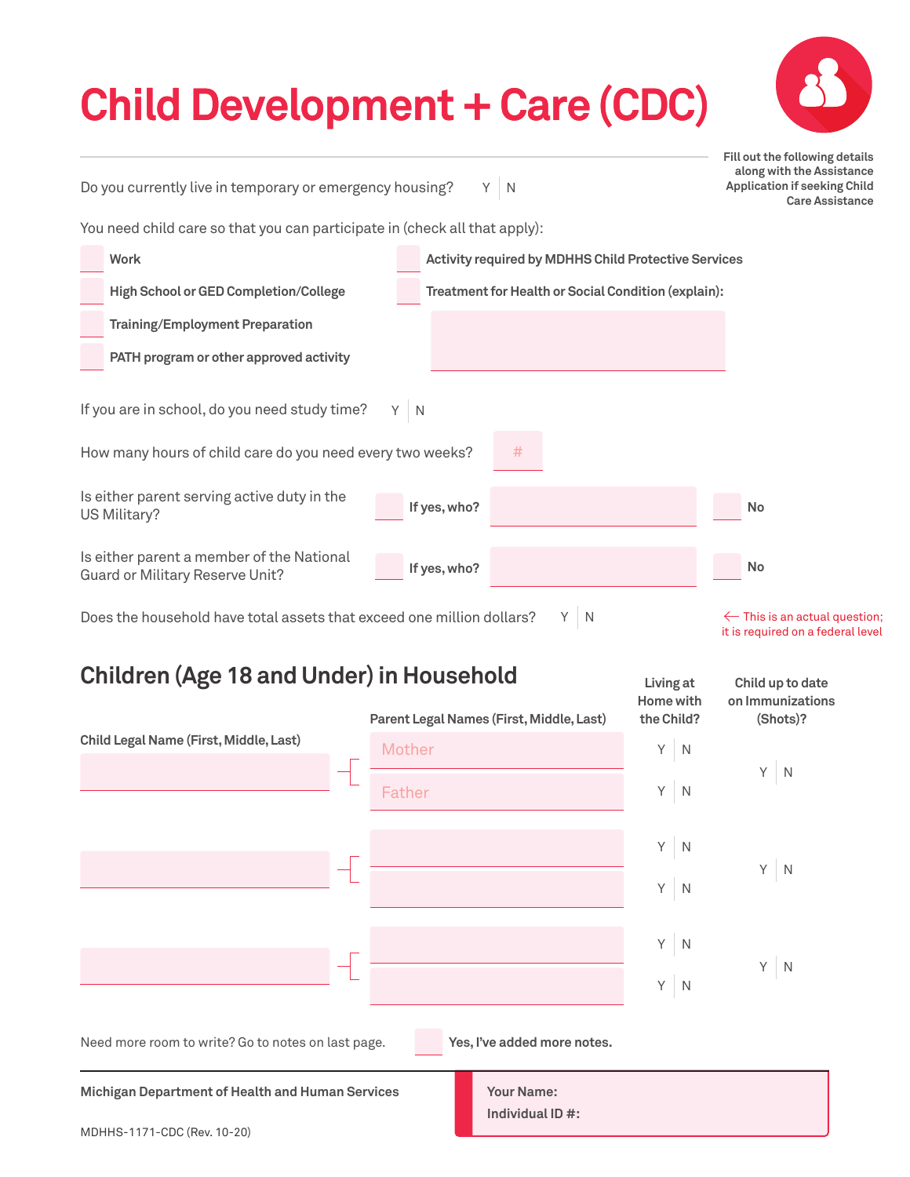# Child Development + Care (CDC)

Fill out the following details along with the Assistance Application if seeking Child Care Assistance

Do you currently live in temporary or emergency housing? Y | N

You need child care so that you can participate in (check all that apply):

- ☐ Work
- ☐ High School or GED Completion/College
- ☐ Training/Employment Preparation
- ☐ PATH program or other approved activity
- ☐ Activity required by MDHHS Child Protective Services
- ☐ Treatment for Health or Social Condition (explain): ____________

If you are in school, do you need study time? Y | N

How many hours of child care do you need every two weeks? #____

Is either parent serving active duty in the US Military? ☐ If yes, who? ____________ ☐ No

Is either parent a member of the National Guard or Military Reserve Unit? ☐ If yes, who? ____________ ☐ No

Does the household have total assets that exceed one million dollars? Y | N

← This is an actual question; it is required on a federal level

## Children (Age 18 and Under) in Household

| Child Legal Name (First, Middle, Last) | Parent Legal Names (First, Middle, Last) | Living at Home with the Child? | Child up to date on Immunizations (Shots)? |
|---|---|---|---|
| | Mother | Y \| N | Y \| N |
| | Father | Y \| N | |
| | | Y \| N | Y \| N |
| | | Y \| N | |
| | | Y \| N | Y \| N |
| | | Y \| N | |

Need more room to write? Go to notes on last page. ☐ **Yes, I've added more notes.**

Michigan Department of Health and Human Services

MDHHS-1171-CDC (Rev. 10-20)

**Your Name:**

**Individual ID #:**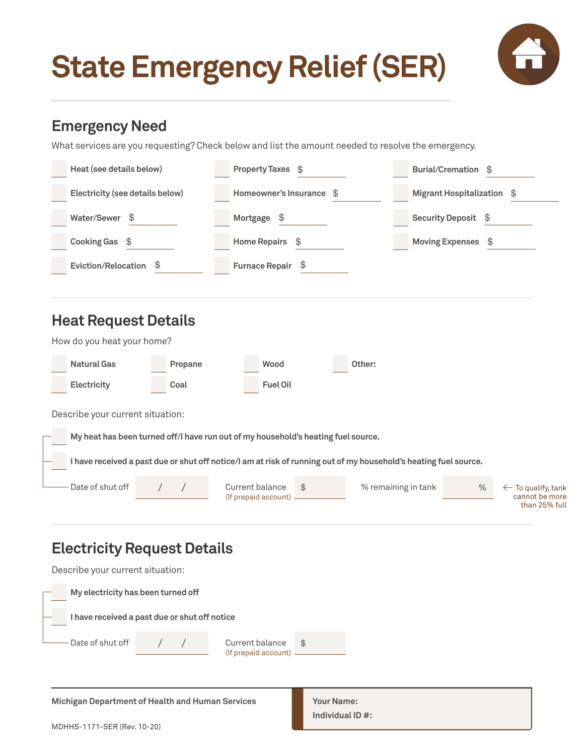# State Emergency Relief (SER)

## Emergency Need

What services are you requesting? Check below and list the amount needed to resolve the emergency.

- ☐ Heat (see details below)
- ☐ Electricity (see details below)
- ☐ Water/Sewer $ ______
- ☐ Cooking Gas $ ______
- ☐ Eviction/Relocation $ ______
- ☐ Property Taxes $ ______
- ☐ Homeowner's Insurance $ ______
- ☐ Mortgage $ ______
- ☐ Home Repairs $ ______
- ☐ Furnace Repair $ ______
- ☐ Burial/Cremation $ ______
- ☐ Migrant Hospitalization $ ______
- ☐ Security Deposit $ ______
- ☐ Moving Expenses $ ______

## Heat Request Details

How do you heat your home?

- ☐ Natural Gas
- ☐ Electricity
- ☐ Propane
- ☐ Coal
- ☐ Wood
- ☐ Fuel Oil
- ☐ Other:

Describe your current situation:

- ☐ My heat has been turned off/I have run out of my household's heating fuel source.
- ☐ I have received a past due or shut off notice/I am at risk of running out of my household's heating fuel source.

Date of shut off ___/___/___ Current balance (If prepaid account) $ ______ % remaining in tank ______% ← To qualify, tank cannot be more than 25% full

## Electricity Request Details

Describe your current situation:

- ☐ My electricity has been turned off
- ☐ I have received a past due or shut off notice

Date of shut off ___/___/___ Current balance (If prepaid account) $ ______

Michigan Department of Health and Human Services

MDHHS-1171-SER (Rev. 10-20)

Your Name:
Individual ID #: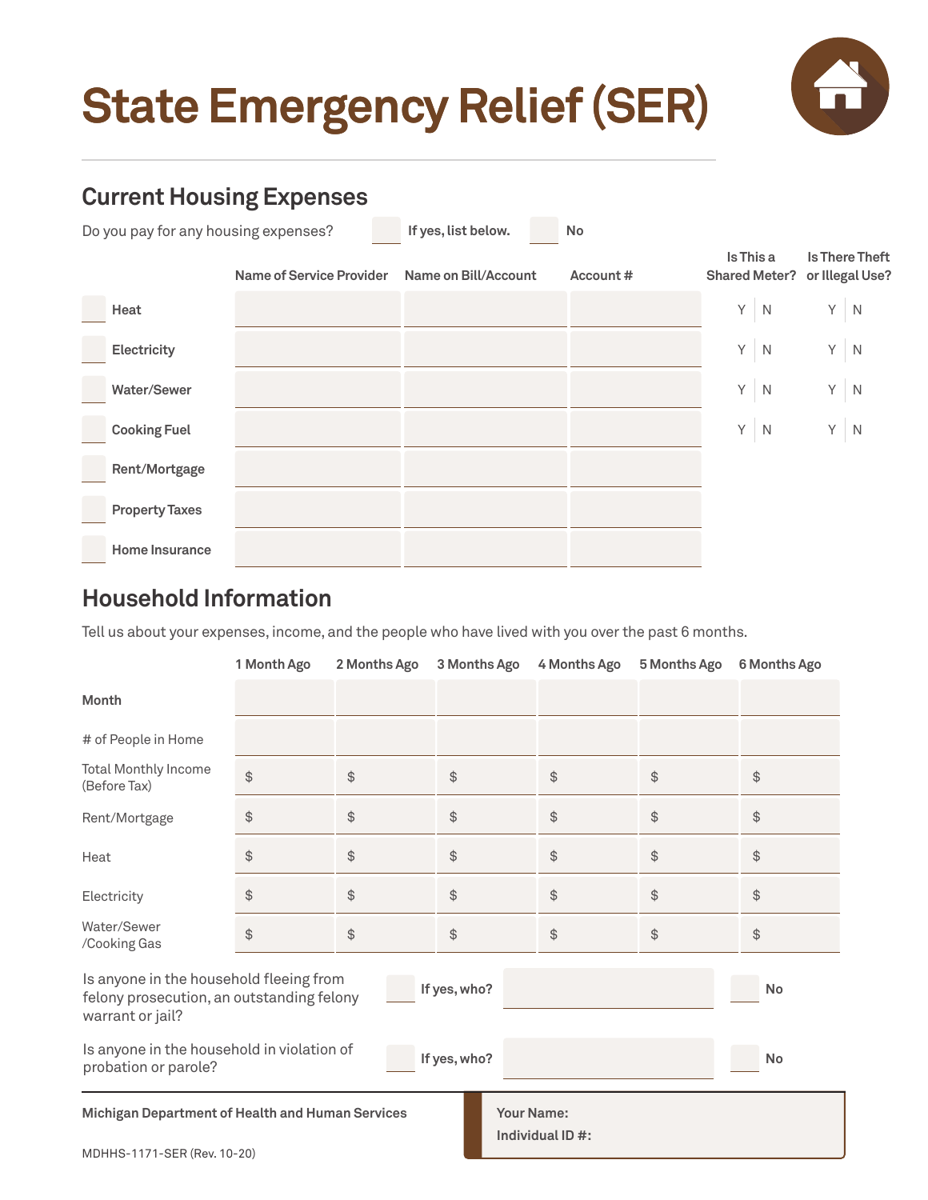# State Emergency Relief (SER)

## Current Housing Expenses

Do you pay for any housing expenses? ☐ If yes, list below. ☐ No

| | Name of Service Provider | Name on Bill/Account | Account # | Is This a Shared Meter? | Is There Theft or Illegal Use? |
|---|---|---|---|---|---|
| ☐ Heat | | | | Y / N | Y / N |
| ☐ Electricity | | | | Y / N | Y / N |
| ☐ Water/Sewer | | | | Y / N | Y / N |
| ☐ Cooking Fuel | | | | Y / N | Y / N |
| ☐ Rent/Mortgage | | | | | |
| ☐ Property Taxes | | | | | |
| ☐ Home Insurance | | | | | |

## Household Information

Tell us about your expenses, income, and the people who have lived with you over the past 6 months.

| | 1 Month Ago | 2 Months Ago | 3 Months Ago | 4 Months Ago | 5 Months Ago | 6 Months Ago |
|---|---|---|---|---|---|---|
| **Month** | | | | | | |
| # of People in Home | | | | | | |
| Total Monthly Income (Before Tax) | $ | $ | $ | $ | $ | $ |
| Rent/Mortgage | $ | $ | $ | $ | $ | $ |
| Heat | $ | $ | $ | $ | $ | $ |
| Electricity | $ | $ | $ | $ | $ | $ |
| Water/Sewer /Cooking Gas | $ | $ | $ | $ | $ | $ |

Is anyone in the household fleeing from felony prosecution, an outstanding felony warrant or jail? ☐ If yes, who? ________ ☐ No

Is anyone in the household in violation of probation or parole? ☐ If yes, who? ________ ☐ No

**Michigan Department of Health and Human Services**

MDHHS-1171-SER (Rev. 10-20)

**Your Name:**

**Individual ID #:**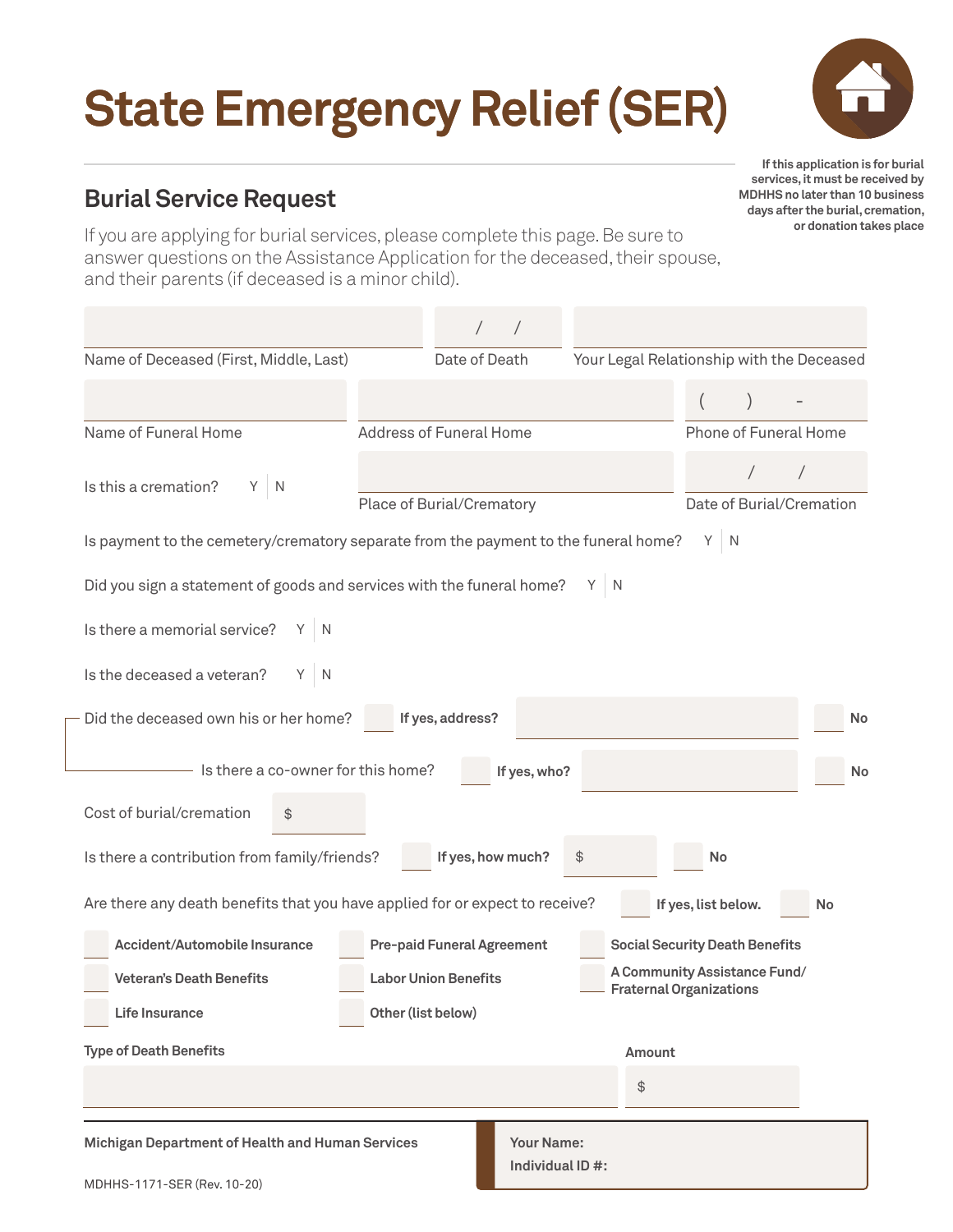# State Emergency Relief (SER)

If this application is for burial services, it must be received by MDHHS no later than 10 business days after the burial, cremation, or donation takes place

## Burial Service Request

If you are applying for burial services, please complete this page. Be sure to answer questions on the Assistance Application for the deceased, their spouse, and their parents (if deceased is a minor child).

Name of Deceased (First, Middle, Last) \_\_\_\_\_\_\_\_ Date of Death \_\_/\_\_/\_\_ Your Legal Relationship with the Deceased \_\_\_\_\_\_\_\_

Name of Funeral Home \_\_\_\_\_\_\_\_ Address of Funeral Home \_\_\_\_\_\_\_\_ Phone of Funeral Home (   )   -

Is this a cremation? Y | N

Place of Burial/Crematory \_\_\_\_\_\_\_\_ Date of Burial/Cremation \_\_/\_\_/\_\_

Is payment to the cemetery/crematory separate from the payment to the funeral home? Y | N

Did you sign a statement of goods and services with the funeral home? Y | N

Is there a memorial service? Y | N

Is the deceased a veteran? Y | N

Did the deceased own his or her home? ☐ **If yes, address?** \_\_\_\_\_\_\_\_ ☐ **No**

Is there a co-owner for this home? ☐ **If yes, who?** \_\_\_\_\_\_\_\_ ☐ **No**

Cost of burial/cremation $

Is there a contribution from family/friends? ☐ **If yes, how much?** $ \_\_\_\_ ☐ **No**

Are there any death benefits that you have applied for or expect to receive? ☐ **If yes, list below.** ☐ **No**

- ☐ **Accident/Automobile Insurance**
- ☐ **Pre-paid Funeral Agreement**
- ☐ **Social Security Death Benefits**
- ☐ **Veteran's Death Benefits**
- ☐ **Labor Union Benefits**
- ☐ **A Community Assistance Fund/ Fraternal Organizations**
- ☐ **Life Insurance**
- ☐ **Other (list below)**

| **Type of Death Benefits** | **Amount** |
|---|---|
| | $ |

**Michigan Department of Health and Human Services**

MDHHS-1171-SER (Rev. 10-20)

**Your Name:**
**Individual ID #:**